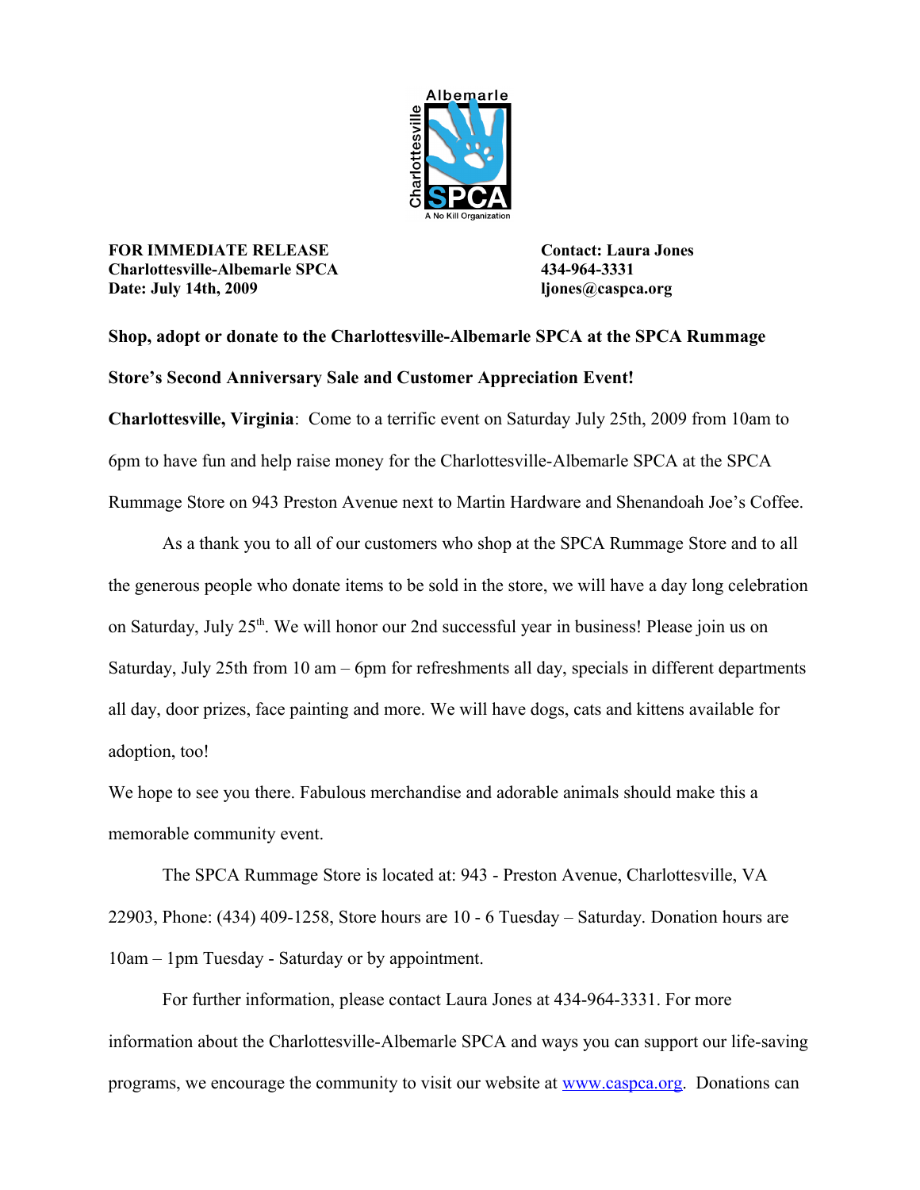**FOR IMMEDIATE RELEASE**
**Charlottesville-Albemarle SPCA**
**Date: July 14th, 2009**

**Contact: Laura Jones**
**434-964-3331**
**ljones@caspca.org**

**Shop, adopt or donate to the Charlottesville-Albemarle SPCA at the SPCA Rummage Store's Second Anniversary Sale and Customer Appreciation Event!**

**Charlottesville, Virginia**: Come to a terrific event on Saturday July 25th, 2009 from 10am to 6pm to have fun and help raise money for the Charlottesville-Albemarle SPCA at the SPCA Rummage Store on 943 Preston Avenue next to Martin Hardware and Shenandoah Joe's Coffee.

As a thank you to all of our customers who shop at the SPCA Rummage Store and to all the generous people who donate items to be sold in the store, we will have a day long celebration on Saturday, July 25th. We will honor our 2nd successful year in business! Please join us on Saturday, July 25th from 10 am – 6pm for refreshments all day, specials in different departments all day, door prizes, face painting and more. We will have dogs, cats and kittens available for adoption, too!

We hope to see you there. Fabulous merchandise and adorable animals should make this a memorable community event.

The SPCA Rummage Store is located at: 943 - Preston Avenue, Charlottesville, VA 22903, Phone: (434) 409-1258, Store hours are 10 - 6 Tuesday – Saturday. Donation hours are 10am – 1pm Tuesday - Saturday or by appointment.

For further information, please contact Laura Jones at 434-964-3331. For more information about the Charlottesville-Albemarle SPCA and ways you can support our life-saving programs, we encourage the community to visit our website at www.caspca.org. Donations can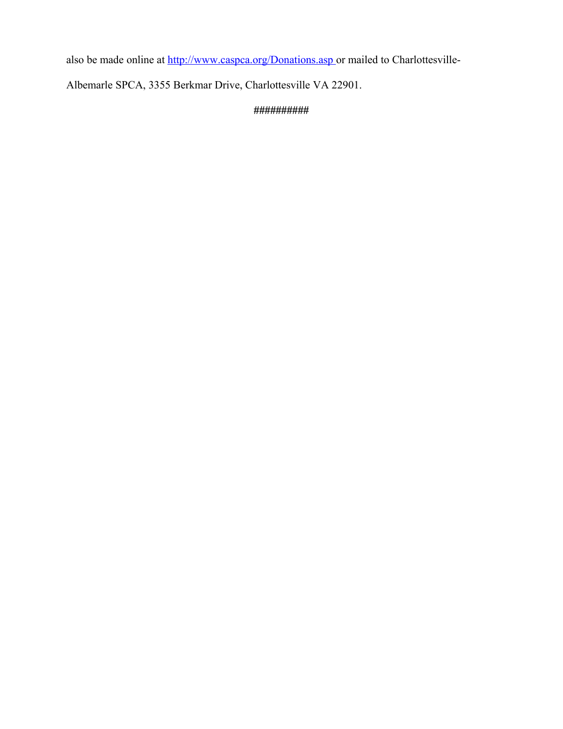also be made online at [http://www.caspca.org/Donations.asp](http://www.caspca.org/Donations.asp) or mailed to Charlottesville-Albemarle SPCA, 3355 Berkmar Drive, Charlottesville VA 22901.

##########